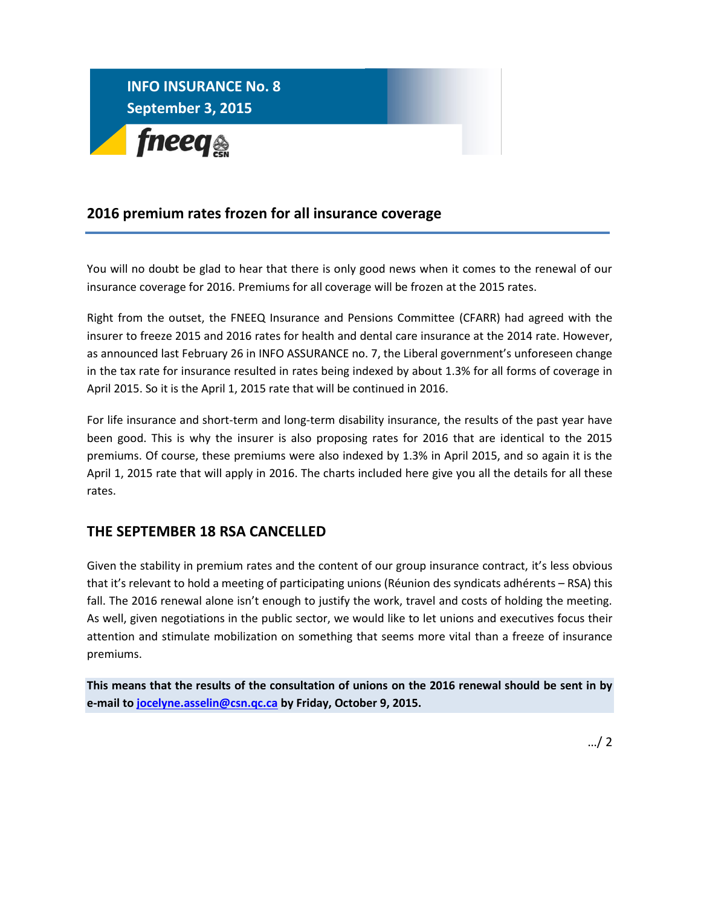**INFO INSURANCE No. 8**
**September 3, 2015**

fneeq CSN

## 2016 premium rates frozen for all insurance coverage

You will no doubt be glad to hear that there is only good news when it comes to the renewal of our insurance coverage for 2016. Premiums for all coverage will be frozen at the 2015 rates.

Right from the outset, the FNEEQ Insurance and Pensions Committee (CFARR) had agreed with the insurer to freeze 2015 and 2016 rates for health and dental care insurance at the 2014 rate. However, as announced last February 26 in INFO ASSURANCE no. 7, the Liberal government's unforeseen change in the tax rate for insurance resulted in rates being indexed by about 1.3% for all forms of coverage in April 2015. So it is the April 1, 2015 rate that will be continued in 2016.

For life insurance and short-term and long-term disability insurance, the results of the past year have been good. This is why the insurer is also proposing rates for 2016 that are identical to the 2015 premiums. Of course, these premiums were also indexed by 1.3% in April 2015, and so again it is the April 1, 2015 rate that will apply in 2016. The charts included here give you all the details for all these rates.

## THE SEPTEMBER 18 RSA CANCELLED

Given the stability in premium rates and the content of our group insurance contract, it's less obvious that it's relevant to hold a meeting of participating unions (Réunion des syndicats adhérents – RSA) this fall. The 2016 renewal alone isn't enough to justify the work, travel and costs of holding the meeting. As well, given negotiations in the public sector, we would like to let unions and executives focus their attention and stimulate mobilization on something that seems more vital than a freeze of insurance premiums.

**This means that the results of the consultation of unions on the 2016 renewal should be sent in by e-mail to [jocelyne.asselin@csn.qc.ca](mailto:jocelyne.asselin@csn.qc.ca) by Friday, October 9, 2015.**

…/ 2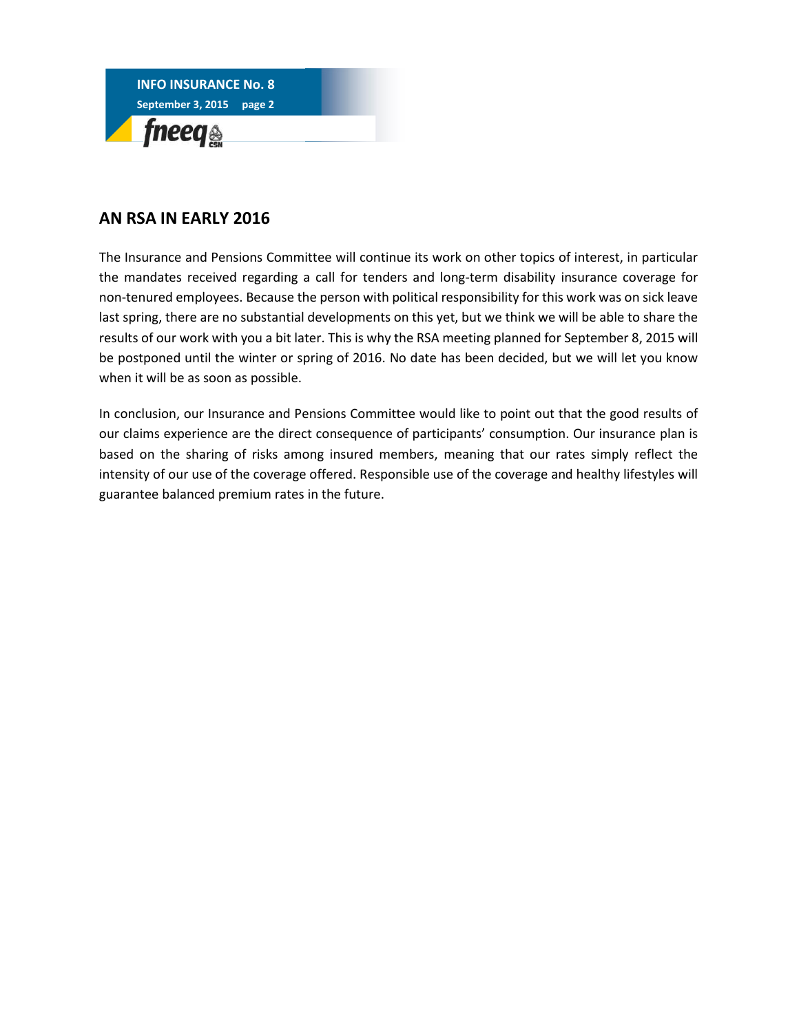## AN RSA IN EARLY 2016

The Insurance and Pensions Committee will continue its work on other topics of interest, in particular the mandates received regarding a call for tenders and long-term disability insurance coverage for non-tenured employees. Because the person with political responsibility for this work was on sick leave last spring, there are no substantial developments on this yet, but we think we will be able to share the results of our work with you a bit later. This is why the RSA meeting planned for September 8, 2015 will be postponed until the winter or spring of 2016. No date has been decided, but we will let you know when it will be as soon as possible.

In conclusion, our Insurance and Pensions Committee would like to point out that the good results of our claims experience are the direct consequence of participants' consumption. Our insurance plan is based on the sharing of risks among insured members, meaning that our rates simply reflect the intensity of our use of the coverage offered. Responsible use of the coverage and healthy lifestyles will guarantee balanced premium rates in the future.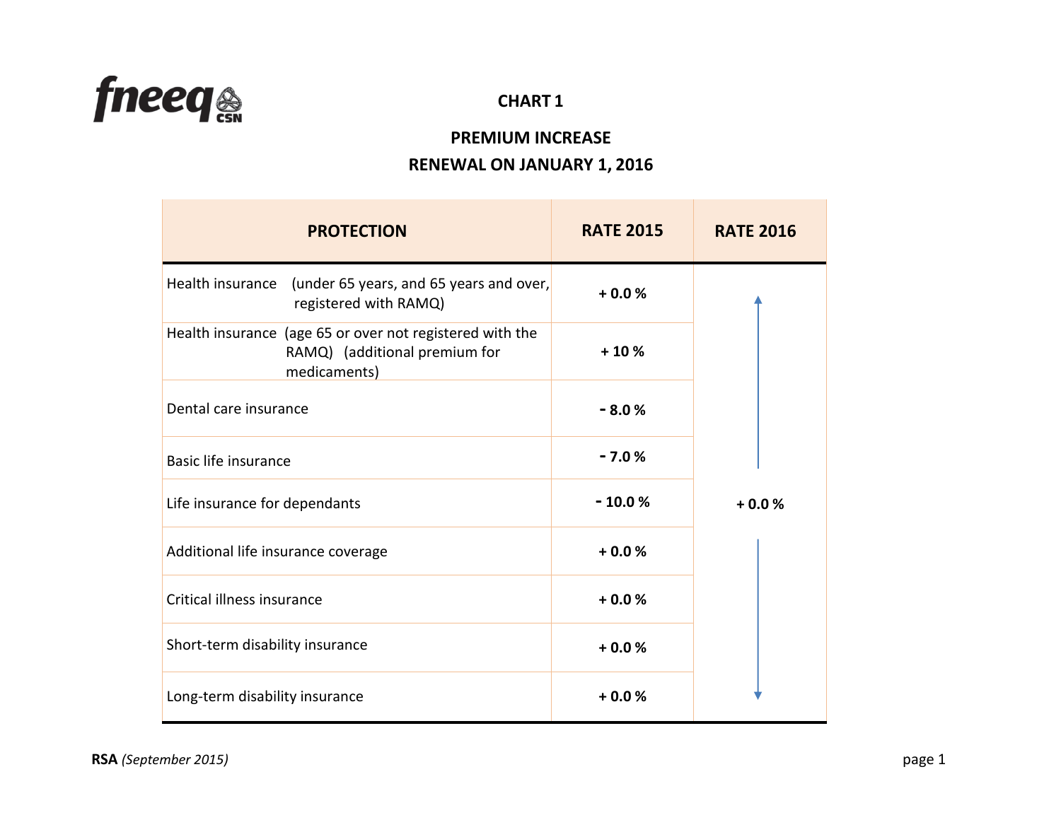fneeq CSN

# CHART 1

## PREMIUM INCREASE

## RENEWAL ON JANUARY 1, 2016

| PROTECTION | RATE 2015 | RATE 2016 |
|---|---|---|
| Health insurance (under 65 years, and 65 years and over, registered with RAMQ) | + 0.0 % | + 0.0 % |
| Health insurance (age 65 or over not registered with the RAMQ) (additional premium for medicaments) | + 10 % | |
| Dental care insurance | - 8.0 % | |
| Basic life insurance | - 7.0 % | |
| Life insurance for dependants | - 10.0 % | |
| Additional life insurance coverage | + 0.0 % | |
| Critical illness insurance | + 0.0 % | |
| Short-term disability insurance | + 0.0 % | |
| Long-term disability insurance | + 0.0 % | |

**RSA** *(September 2015)*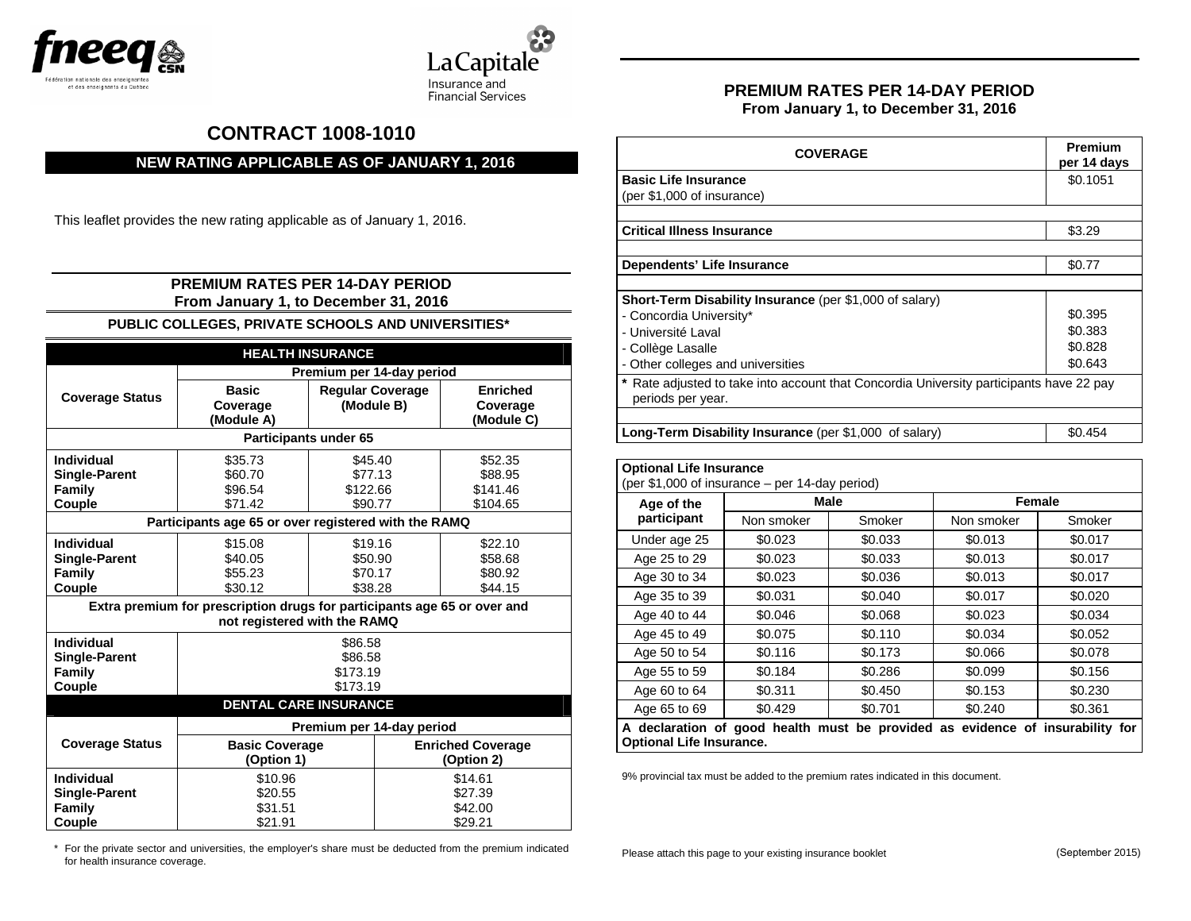fneeq CSN
Fédération nationale des enseignantes et des enseignants du Québec

La Capitale
Insurance and Financial Services

# CONTRACT 1008-1010

## NEW RATING APPLICABLE AS OF JANUARY 1, 2016

This leaflet provides the new rating applicable as of January 1, 2016.

## PREMIUM RATES PER 14-DAY PERIOD
**From January 1, to December 31, 2016**

**PUBLIC COLLEGES, PRIVATE SCHOOLS AND UNIVERSITIES***

**HEALTH INSURANCE**

| Coverage Status | Basic Coverage (Module A) | Regular Coverage (Module B) | Enriched Coverage (Module C) |
|---|---|---|---|
| | Premium per 14-day period | | |
| **Participants under 65** | | | |
| **Individual** | $35.73 | $45.40 | $52.35 |
| **Single-Parent** | $60.70 | $77.13 | $88.95 |
| **Family** | $96.54 | $122.66 | $141.46 |
| **Couple** | $71.42 | $90.77 | $104.65 |
| **Participants age 65 or over registered with the RAMQ** | | | |
| **Individual** | $15.08 | $19.16 | $22.10 |
| **Single-Parent** | $40.05 | $50.90 | $58.68 |
| **Family** | $55.23 | $70.17 | $80.92 |
| **Couple** | $30.12 | $38.28 | $44.15 |
| **Extra premium for prescription drugs for participants age 65 or over and not registered with the RAMQ** | | | |
| **Individual** | $86.58 | | |
| **Single-Parent** | $86.58 | | |
| **Family** | $173.19 | | |
| **Couple** | $173.19 | | |

**DENTAL CARE INSURANCE**

| Coverage Status | Basic Coverage (Option 1) | Enriched Coverage (Option 2) |
|---|---|---|
| | Premium per 14-day period | |
| **Individual** | $10.96 | $14.61 |
| **Single-Parent** | $20.55 | $27.39 |
| **Family** | $31.51 | $42.00 |
| **Couple** | $21.91 | $29.21 |

* For the private sector and universities, the employer's share must be deducted from the premium indicated for health insurance coverage.

## PREMIUM RATES PER 14-DAY PERIOD
**From January 1, to December 31, 2016**

| COVERAGE | Premium per 14 days |
|---|---|
| **Basic Life Insurance** (per $1,000 of insurance) | $0.1051 |
| **Critical Illness Insurance** | $3.29 |
| **Dependents' Life Insurance** | $0.77 |
| **Short-Term Disability Insurance** (per $1,000 of salary) | |
| - Concordia University* | $0.395 |
| - Université Laval | $0.383 |
| - Collège Lasalle | $0.828 |
| - Other colleges and universities | $0.643 |
| * Rate adjusted to take into account that Concordia University participants have 22 pay periods per year. | |
| **Long-Term Disability Insurance** (per $1,000 of salary) | $0.454 |

**Optional Life Insurance**
(per $1,000 of insurance – per 14-day period)

| Age of the participant | Male | | Female | |
|---|---|---|---|---|
| | Non smoker | Smoker | Non smoker | Smoker |
| Under age 25 | $0.023 | $0.033 | $0.013 | $0.017 |
| Age 25 to 29 | $0.023 | $0.033 | $0.013 | $0.017 |
| Age 30 to 34 | $0.023 | $0.036 | $0.013 | $0.017 |
| Age 35 to 39 | $0.031 | $0.040 | $0.017 | $0.020 |
| Age 40 to 44 | $0.046 | $0.068 | $0.023 | $0.034 |
| Age 45 to 49 | $0.075 | $0.110 | $0.034 | $0.052 |
| Age 50 to 54 | $0.116 | $0.173 | $0.066 | $0.078 |
| Age 55 to 59 | $0.184 | $0.286 | $0.099 | $0.156 |
| Age 60 to 64 | $0.311 | $0.450 | $0.153 | $0.230 |
| Age 65 to 69 | $0.429 | $0.701 | $0.240 | $0.361 |

**A declaration of good health must be provided as evidence of insurability for Optional Life Insurance.**

9% provincial tax must be added to the premium rates indicated in this document.

Please attach this page to your existing insurance booklet

(September 2015)